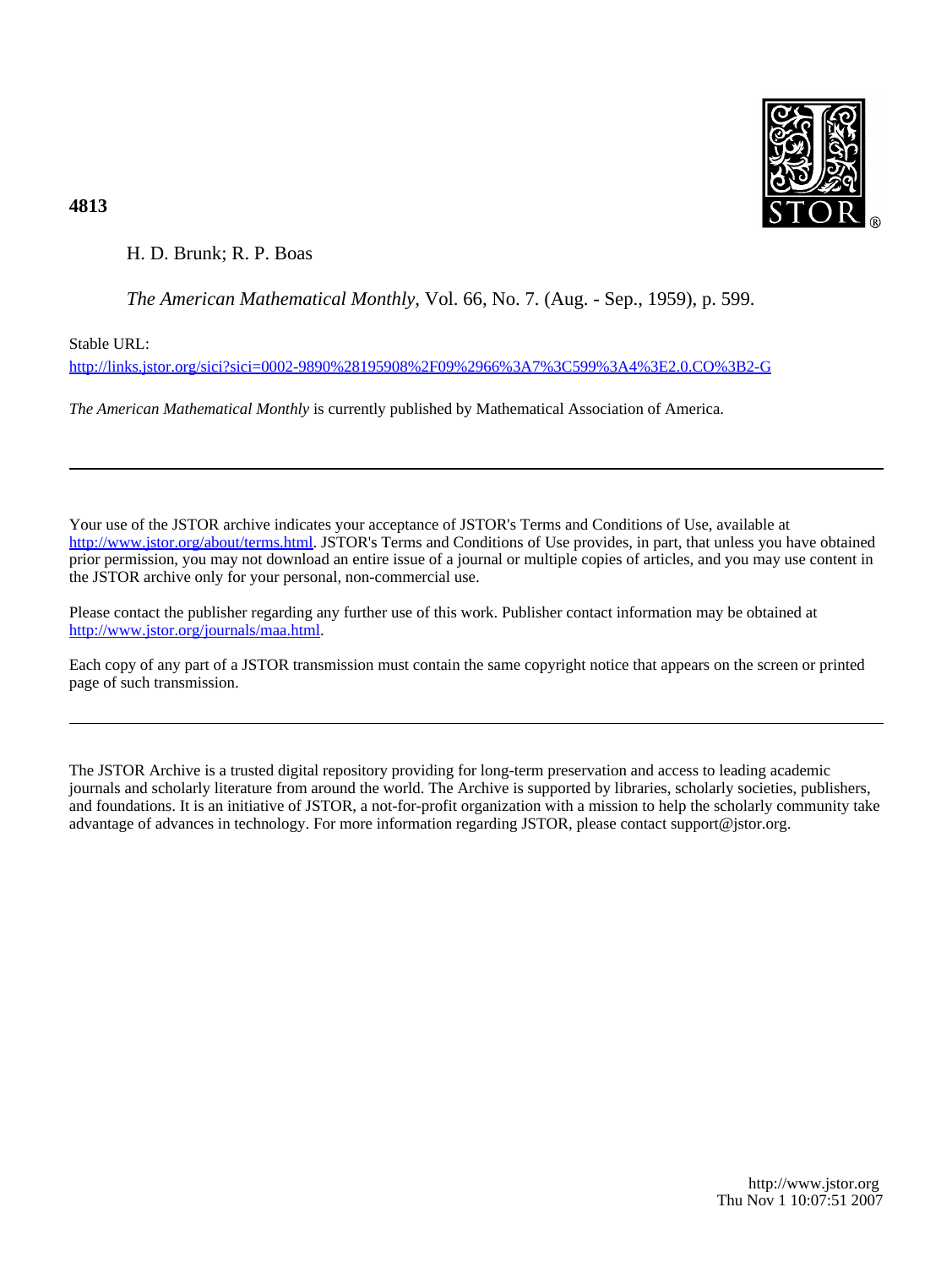**4813**

H. D. Brunk; R. P. Boas

*The American Mathematical Monthly*, Vol. 66, No. 7. (Aug. - Sep., 1959), p. 599.

Stable URL:

http://links.jstor.org/sici?sici=0002-9890%28195908%2F09%2966%3A7%3C599%3A4%3E2.0.CO%3B2-G

*The American Mathematical Monthly* is currently published by Mathematical Association of America.

---

Your use of the JSTOR archive indicates your acceptance of JSTOR's Terms and Conditions of Use, available at http://www.jstor.org/about/terms.html. JSTOR's Terms and Conditions of Use provides, in part, that unless you have obtained prior permission, you may not download an entire issue of a journal or multiple copies of articles, and you may use content in the JSTOR archive only for your personal, non-commercial use.

Please contact the publisher regarding any further use of this work. Publisher contact information may be obtained at http://www.jstor.org/journals/maa.html.

Each copy of any part of a JSTOR transmission must contain the same copyright notice that appears on the screen or printed page of such transmission.

---

The JSTOR Archive is a trusted digital repository providing for long-term preservation and access to leading academic journals and scholarly literature from around the world. The Archive is supported by libraries, scholarly societies, publishers, and foundations. It is an initiative of JSTOR, a not-for-profit organization with a mission to help the scholarly community take advantage of advances in technology. For more information regarding JSTOR, please contact support@jstor.org.

http://www.jstor.org
Thu Nov 1 10:07:51 2007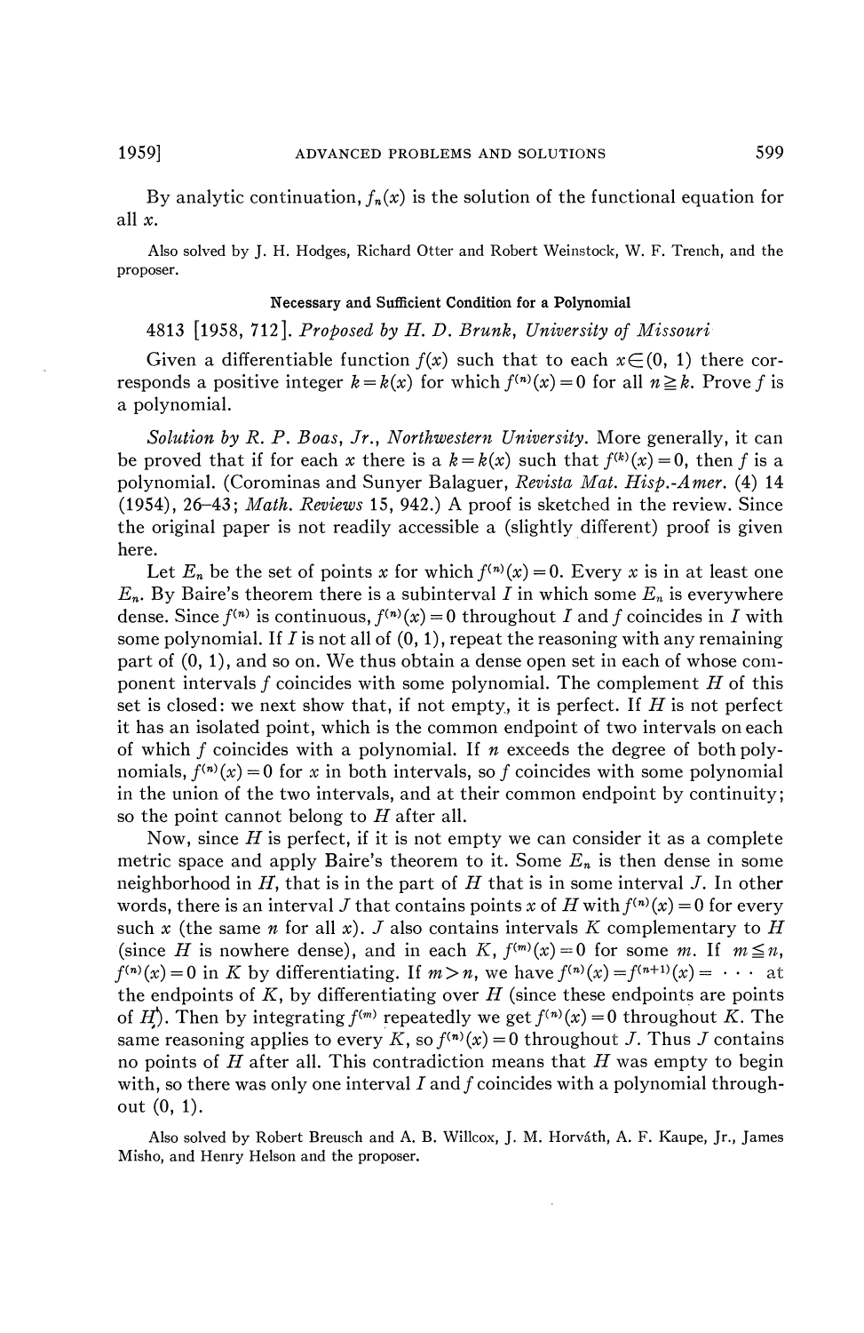By analytic continuation, $f_n(x)$ is the solution of the functional equation for all $x$.

Also solved by J. H. Hodges, Richard Otter and Robert Weinstock, W. F. Trench, and the proposer.

### Necessary and Sufficient Condition for a Polynomial

4813 [1958, 712]. *Proposed by H. D. Brunk, University of Missouri*

Given a differentiable function $f(x)$ such that to each $x \in (0, 1)$ there corresponds a positive integer $k = k(x)$ for which $f^{(n)}(x) = 0$ for all $n \geq k$. Prove $f$ is a polynomial.

*Solution by R. P. Boas, Jr., Northwestern University.* More generally, it can be proved that if for each $x$ there is a $k = k(x)$ such that $f^{(k)}(x) = 0$, then $f$ is a polynomial. (Corominas and Sunyer Balaguer, *Revista Mat. Hisp.-Amer.* (4) 14 (1954), 26–43; *Math. Reviews* 15, 942.) A proof is sketched in the review. Since the original paper is not readily accessible a (slightly different) proof is given here.

Let $E_n$ be the set of points $x$ for which $f^{(n)}(x) = 0$. Every $x$ is in at least one $E_n$. By Baire's theorem there is a subinterval $I$ in which some $E_n$ is everywhere dense. Since $f^{(n)}$ is continuous, $f^{(n)}(x) = 0$ throughout $I$ and $f$ coincides in $I$ with some polynomial. If $I$ is not all of $(0, 1)$, repeat the reasoning with any remaining part of $(0, 1)$, and so on. We thus obtain a dense open set in each of whose component intervals $f$ coincides with some polynomial. The complement $H$ of this set is closed: we next show that, if not empty, it is perfect. If $H$ is not perfect it has an isolated point, which is the common endpoint of two intervals on each of which $f$ coincides with a polynomial. If $n$ exceeds the degree of both polynomials, $f^{(n)}(x) = 0$ for $x$ in both intervals, so $f$ coincides with some polynomial in the union of the two intervals, and at their common endpoint by continuity; so the point cannot belong to $H$ after all.

Now, since $H$ is perfect, if it is not empty we can consider it as a complete metric space and apply Baire's theorem to it. Some $E_n$ is then dense in some neighborhood in $H$, that is in the part of $H$ that is in some interval $J$. In other words, there is an interval $J$ that contains points $x$ of $H$ with $f^{(n)}(x) = 0$ for every such $x$ (the same $n$ for all $x$). $J$ also contains intervals $K$ complementary to $H$ (since $H$ is nowhere dense), and in each $K$, $f^{(m)}(x) = 0$ for some $m$. If $m \leq n$, $f^{(n)}(x) = 0$ in $K$ by differentiating. If $m > n$, we have $f^{(n)}(x) = f^{(n+1)}(x) = \cdots$ at the endpoints of $K$, by differentiating over $H$ (since these endpoints are points of $H$). Then by integrating $f^{(m)}$ repeatedly we get $f^{(n)}(x) = 0$ throughout $K$. The same reasoning applies to every $K$, so $f^{(n)}(x) = 0$ throughout $J$. Thus $J$ contains no points of $H$ after all. This contradiction means that $H$ was empty to begin with, so there was only one interval $I$ and $f$ coincides with a polynomial throughout $(0, 1)$.

Also solved by Robert Breusch and A. B. Willcox, J. M. Horváth, A. F. Kaupe, Jr., James Misho, and Henry Helson and the proposer.